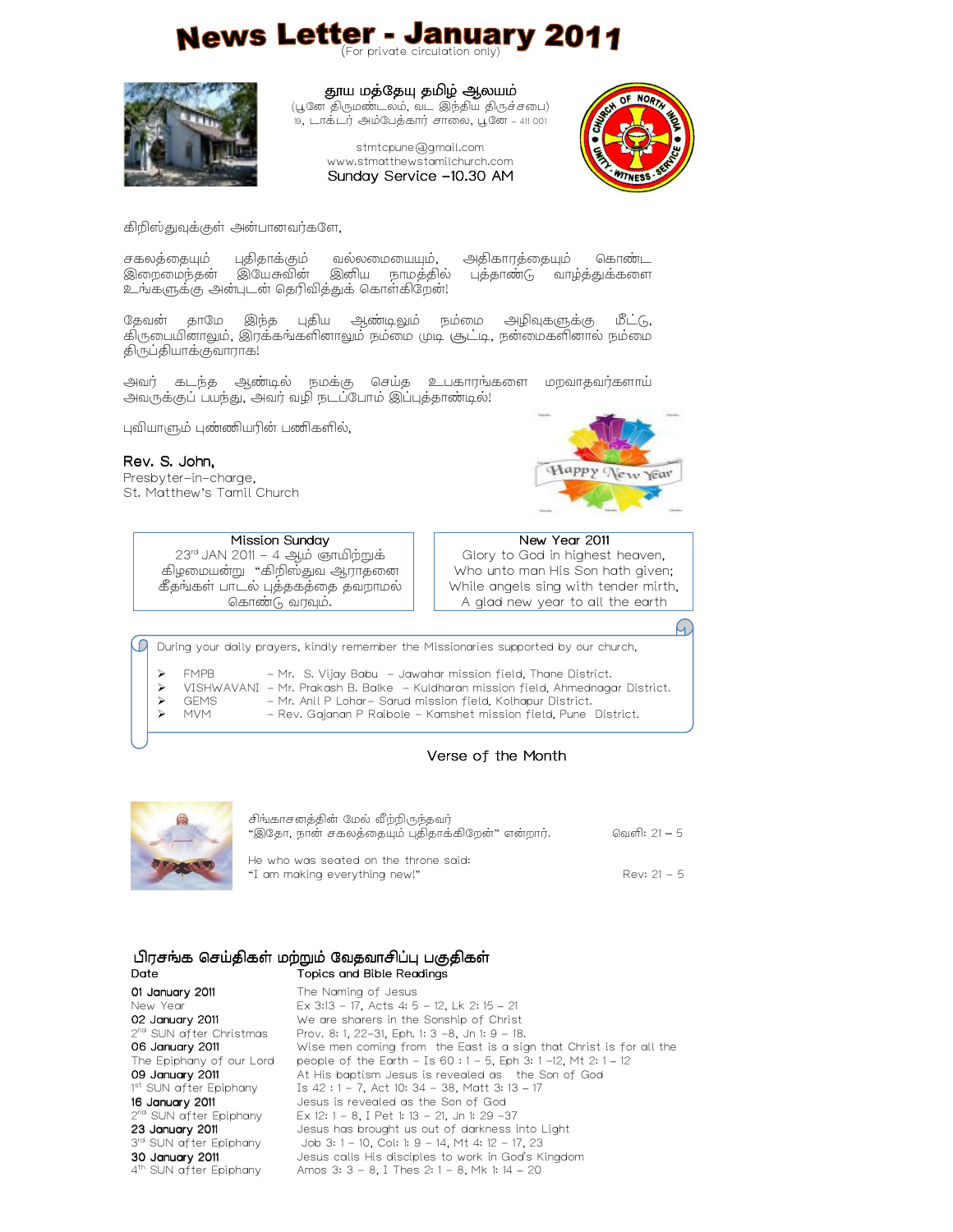# News Letter - January 2011

(For private circulation only)

**தூய மத்தேயு தமிழ் ஆலயம்**
(பூனே திருமண்டலம், வட இந்திய திருச்சபை)
19, டாக்டர் அம்பேத்கார் சாலை, பூனே – 411 001

stmtcpune@gmail.com
www.stmatthewstamilchurch.com
Sunday Service –10.30 AM

கிறிஸ்துவுக்குள் அன்பானவர்களே,

சகலத்தையும் புதிதாக்கும் வல்லமையையும், அதிகாரத்தையும் கொண்ட இறைமைந்தன் இயேசுவின் இனிய நாமத்தில் புத்தாண்டு வாழ்த்துக்களை உங்களுக்கு அன்புடன் தெரிவித்துக் கொள்கிறேன்!

தேவன் தாமே இந்த புதிய ஆண்டிலும் நம்மை அழிவுகளுக்கு மீட்டு, கிருபையினாலும், இரக்கங்களினாலும் நம்மை முடி சூட்டி, நன்மைகளினால் நம்மை திருப்தியாக்குவாராக!

அவர் கடந்த ஆண்டில் நமக்கு செய்த உபகாரங்களை மறவாதவர்களாய் அவருக்குப் பயந்து, அவர் வழி நடப்போம் இப்புத்தாண்டில்!

புவியாளும் புண்ணியரின் பணிகளில்,

**Rev. S. John,**
Presbyter-in-charge,
St. Matthew's Tamil Church

Happy New Year

**Mission Sunday**
23rd JAN 2011 – 4 ஆம் ஞாயிற்றுக் கிழமையன்று "கிறிஸ்துவ ஆராதனை கீதங்கள் பாடல் புத்தகத்தை தவறாமல் கொண்டு வரவும்.

**New Year 2011**
Glory to God in highest heaven,
Who unto man His Son hath given;
While angels sing with tender mirth,
A glad new year to all the earth

During your daily prayers, kindly remember the Missionaries supported by our church,

- FMPB – Mr. S. Vijay Babu – Jawahar mission field, Thane District.
- VISHWAVANI – Mr. Prakash B. Balke – Kuldharan mission field, Ahmednagar District.
- GEMS – Mr. Anil P Lohar– Sarud mission field, Kolhapur District.
- MVM – Rev. Gajanan P Raibole – Kamshet mission field, Pune District.

## Verse of the Month

சிங்காசனத்தின் மேல் வீற்றிருந்தவர்
"இதோ, நான் சகலத்தையும் புதிதாக்கிறேன்" என்றார். வெளி: 21 – 5

He who was seated on the throne said:
"I am making everything new!" Rev: 21 – 5

## பிரசங்க செய்திகள் மற்றும் வேதவாசிப்பு பகுதிகள்

| Date | Topics and Bible Readings |
|---|---|
| **01 January 2011**<br>New Year | The Naming of Jesus<br>Ex 3:13 – 17, Acts 4: 5 – 12, Lk 2: 15 – 21 |
| **02 January 2011**<br>2nd SUN after Christmas | We are sharers in the Sonship of Christ<br>Prov. 8: 1, 22–31, Eph. 1: 3 –8, Jn 1: 9 – 18. |
| **06 January 2011**<br>The Epiphany of our Lord | Wise men coming from the East is a sign that Christ is for all the people of the Earth – Is 60 : 1 – 5, Eph 3: 1 –12, Mt 2: 1 – 12 |
| **09 January 2011**<br>1st SUN after Epiphany | At His baptism Jesus is revealed as the Son of God<br>Is 42 : 1 – 7, Act 10: 34 – 38, Matt 3: 13 – 17 |
| **16 January 2011**<br>2nd SUN after Epiphany | Jesus is revealed as the Son of God<br>Ex 12: 1 – 8, I Pet 1: 13 – 21, Jn 1: 29 –37 |
| **23 January 2011**<br>3rd SUN after Epiphany | Jesus has brought us out of darkness into Light<br>Job 3: 1 – 10, Col: 1: 9 – 14, Mt 4: 12 – 17, 23 |
| **30 January 2011**<br>4th SUN after Epiphany | Jesus calls His disciples to work in God's Kingdom<br>Amos 3: 3 – 8, I Thes 2: 1 – 8, Mk 1: 14 – 20 |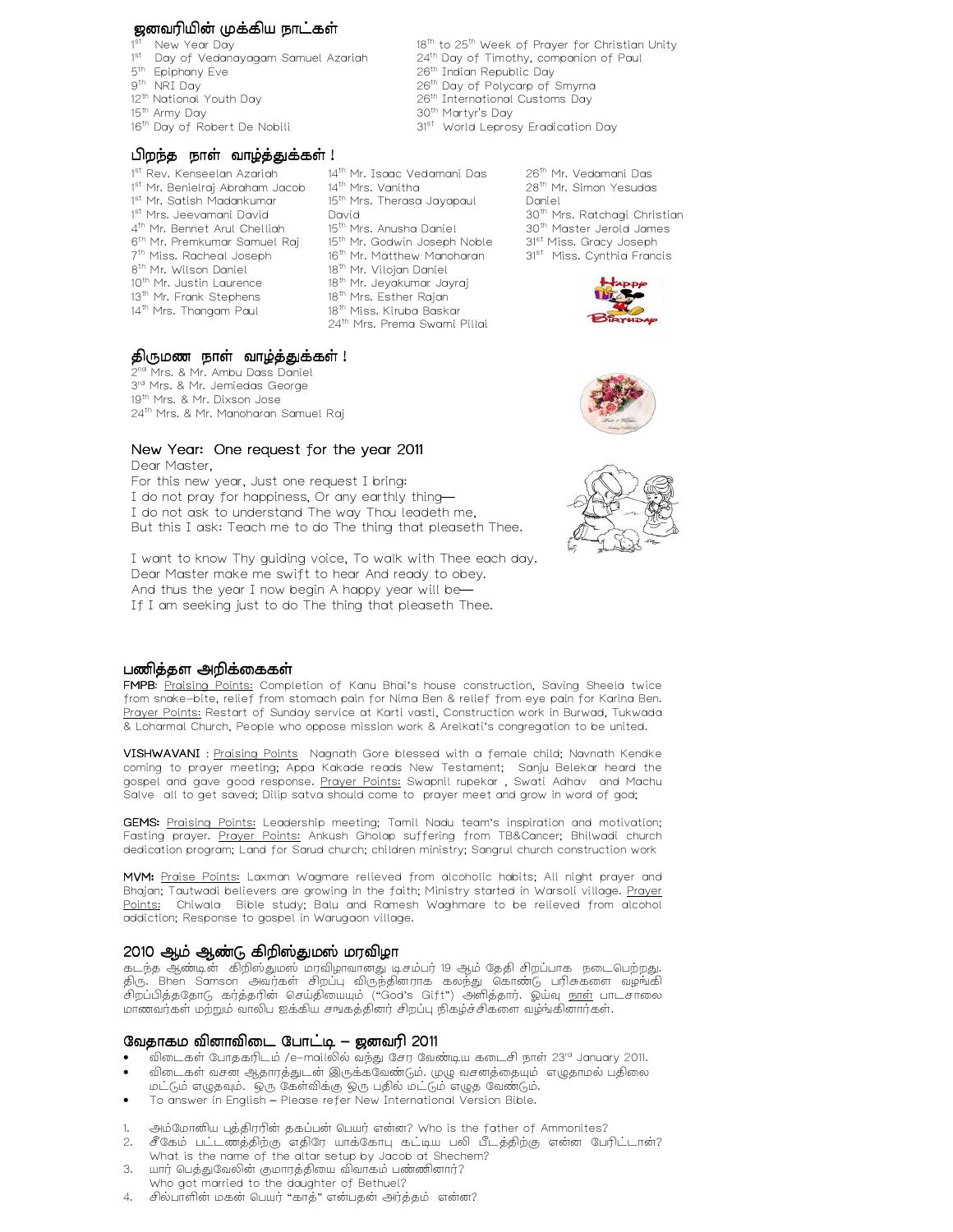## ஜனவரியின் முக்கிய நாட்கள்

1st New Year Day
1st Day of Vedanayagam Samuel Azariah
5th Epiphany Eve
9th NRI Day
12th National Youth Day
15th Army Day
16th Day of Robert De Nobili
18th to 25th Week of Prayer for Christian Unity
24th Day of Timothy, companion of Paul
26th Indian Republic Day
26th Day of Polycarp of Smyrna
26th International Customs Day
30th Martyr's Day
31st World Leprosy Eradication Day

## பிறந்த நாள் வாழ்த்துக்கள் !

1st Rev. Kenseelan Azariah
1st Mr. Benielraj Abraham Jacob
1st Mr. Satish Madankumar
1st Mrs. Jeevamani David
4th Mr. Bennet Arul Chelliah
6th Mr. Premkumar Samuel Raj
7th Miss. Racheal Joseph
8th Mr. Wilson Daniel
10th Mr. Justin Laurence
13th Mr. Frank Stephens
14th Mrs. Thangam Paul
14th Mr. Isaac Vedamani Das
14th Mrs. Vanitha
15th Mrs. Therasa Jayapaul David
15th Mrs. Anusha Daniel
15th Mr. Godwin Joseph Noble
16th Mr. Matthew Manoharan
18th Mr. Vilojan Daniel
18th Mr. Jeyakumar Jayraj
18th Mrs. Esther Rajan
18th Miss. Kiruba Baskar
24th Mrs. Prema Swami Pillai
26th Mr. Vedamani Das
28th Mr. Simon Yesudas Daniel
30th Mrs. Ratchagi Christian
30th Master Jerold James
31st Miss. Gracy Joseph
31st Miss. Cynthia Francis

## திருமண நாள் வாழ்த்துக்கள் !

2nd Mrs. & Mr. Ambu Dass Daniel
3rd Mrs. & Mr. Jemiedas George
19th Mrs. & Mr. Dixson Jose
24th Mrs. & Mr. Manoharan Samuel Raj

## New Year: One request for the year 2011

Dear Master,
For this new year, Just one request I bring:
I do not pray for happiness, Or any earthly thing—
I do not ask to understand The way Thou leadeth me,
But this I ask: Teach me to do The thing that pleaseth Thee.

I want to know Thy guiding voice, To walk with Thee each day.
Dear Master make me swift to hear And ready to obey.
And thus the year I now begin A happy year will be—
If I am seeking just to do The thing that pleaseth Thee.

## பணித்தள அறிக்கைகள்

**FMPB**: Praising Points: Completion of Kanu Bhai's house construction, Saving Sheela twice from snake-bite, relief from stomach pain for Nima Ben & relief from eye pain for Karina Ben. Prayer Points: Restart of Sunday service at Karti vasti, Construction work in Burwad, Tukwada & Loharmal Church, People who oppose mission work & Arelkati's congregation to be united.

**VISHWAVANI** : Praising Points Nagnath Gore blessed with a female child; Navnath Kendke coming to prayer meeting; Appa Kakade reads New Testament; Sanju Belekar heard the gospel and gave good response. Prayer Points: Swapnil rupekar , Swati Adhav and Machu Salve all to get saved; Dilip satva should come to prayer meet and grow in word of god;

**GEMS:** Praising Points: Leadership meeting; Tamil Nadu team's inspiration and motivation; Fasting prayer. Prayer Points: Ankush Gholap suffering from TB&Cancer; Bhilwadi church dedication program; Land for Sarud church; children ministry; Sangrul church construction work

**MVM:** Praise Points: Laxman Wagmare relieved from alcoholic habits; All night prayer and Bhajan; Tautwadi believers are growing in the faith; Ministry started in Warsoli village. Prayer Points: Chiwala Bible study; Balu and Ramesh Waghmare to be relieved from alcohol addiction; Response to gospel in Warugaon village.

## 2010 ஆம் ஆண்டு கிறிஸ்துமஸ் மரவிழா

கடந்த ஆண்டின் கிறிஸ்துமஸ் மரவிழாவானது டிசம்பர் 19 ஆம் தேதி சிறப்பாக நடைபெற்றது. திரு. Bhen Samson அவர்கள் சிறப்பு விருந்தினராக கலந்து கொண்டு பரிசுகளை வழங்கி சிறப்பித்ததோடு கர்த்தரின் செய்தியையும் ("God's Gift") அளித்தார். ஓய்வு நாள் பாடசாலை மாணவர்கள் மற்றும் வாலிப ஐக்கிய சங்கத்தினர் சிறப்பு நிகழ்ச்சிகளை வழங்கினார்கள்.

## வேதாகம வினாவிடை போட்டி – ஜனவரி 2011

- விடைகள் போதகரிடம் /e-mailலில் வந்து சேர வேண்டிய கடைசி நாள் 23rd January 2011.
- விடைகள் வசன ஆதாரத்துடன் இருக்கவேண்டும். முழு வசனத்தையும் எழுதாமல் பதிலை மட்டும் எழுதவும். ஒரு கேள்விக்கு ஒரு பதில் மட்டும் எழுத வேண்டும்.
- To answer in English – Please refer New International Version Bible.

1. அம்மோனிய புத்திரரின் தகப்பன் பெயர் என்ன? Who is the father of Ammonites?
2. சீகேம் பட்டணத்திற்கு எதிரே யாக்கோபு கட்டிய பலி பீடத்திற்கு என்ன பேரிட்டான்? What is the name of the altar setup by Jacob at Shechem?
3. யார் பெத்துவேலின் குமாரத்தியை விவாகம் பண்ணினார்? Who got married to the daughter of Bethuel?
4. சில்பாளின் மகன் பெயர் "காத்" என்பதன் அர்த்தம் என்ன?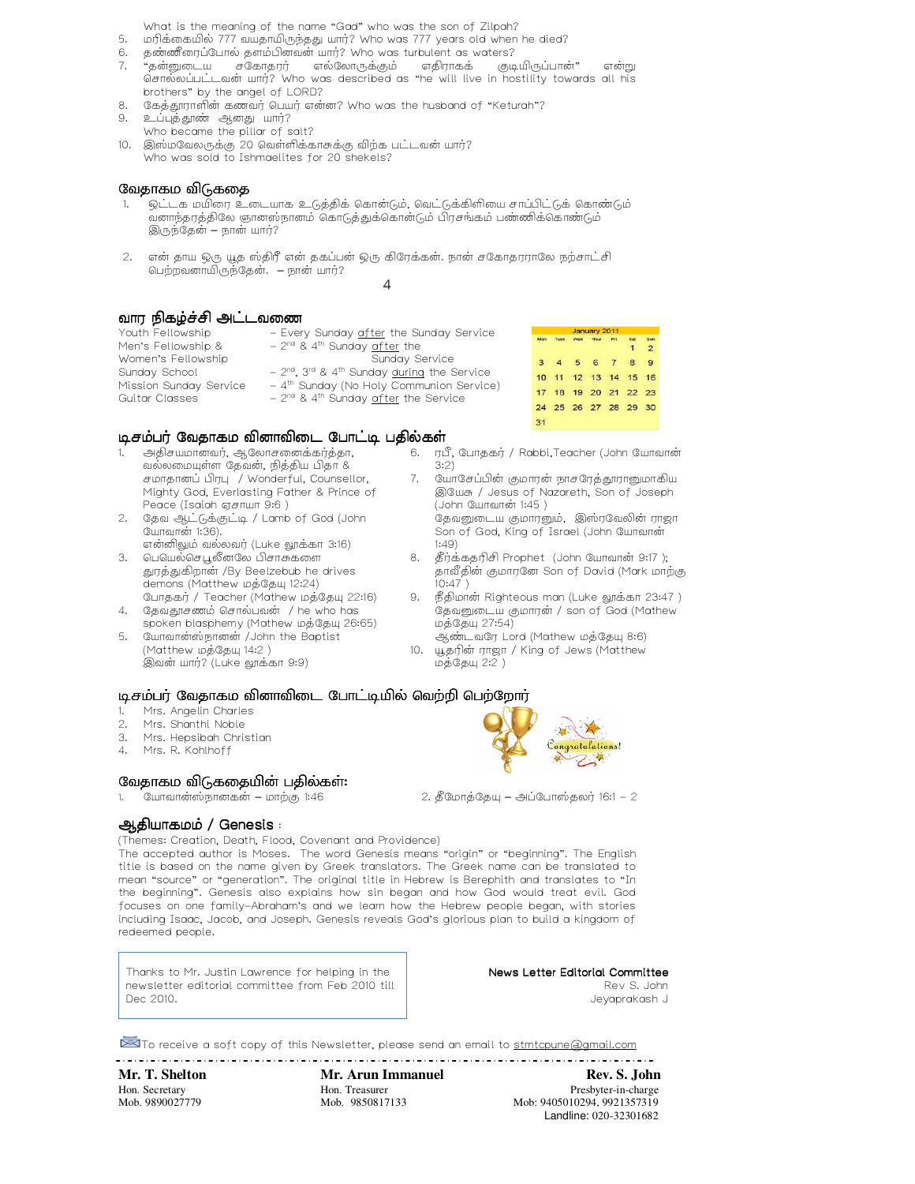What is the meaning of the name "Gad" who was the son of Zilpah?

5. மரிக்கையில் 777 வயதாயிருந்தது யார்? Who was 777 years old when he died?
6. தண்ணீரைப்போல் தளம்பினவன் யார்? Who was turbulent as waters?
7. "தன்னுடைய சகோதரர் எல்லோருக்கும் எதிராகக் குடியிருப்பான்" என்று சொல்லப்பட்டவன் யார்? Who was described as "he will live in hostility towards all his brothers" by the angel of LORD?
8. கேத்தூராளின் கணவர் பெயர் என்ன? Who was the husband of "Keturah"?
9. உப்புத்தூண் ஆனது யார்? Who became the pillar of salt?
10. இஸ்மவேலருக்கு 20 வெள்ளிக்காசுக்கு விற்க பட்டவன் யார்? Who was sold to Ishmaelites for 20 shekels?

## வேதாகம விடுகதை

1. ஒட்டக மயிரை உடையாக உடுத்திக் கொண்டும், வெட்டுக்கிளியை சாப்பிட்டுக் கொண்டும் வனாந்தரத்திலே ஞானஸ்நானம் கொடுத்துக்கொண்டும் பிரசங்கம் பண்ணிக்கொண்டும் இருந்தேன் – நான் யார்?

2. என் தாய ஒரு யூத ஸ்திரீ என் தகப்பன் ஒரு கிரேக்கன். நான் சகோதரராலே நற்சாட்சி பெற்றவனாயிருந்தேன். – நான் யார்?

## வார நிகழ்ச்சி அட்டவணை

| | |
|---|---|
| Youth Fellowship | – Every Sunday after the Sunday Service |
| Men's Fellowship & Women's Fellowship | – 2nd & 4th Sunday after the Sunday Service |
| Sunday School | – 2nd, 3rd & 4th Sunday during the Service |
| Mission Sunday Service | – 4th Sunday (No Holy Communion Service) |
| Guitar Classes | – 2nd & 4th Sunday after the Service |

January 2011

| Mon | Tues | Wed | Thur | Fri | Sat | Sun |
|---|---|---|---|---|---|---|
| | | | | | 1 | 2 |
| 3 | 4 | 5 | 6 | 7 | 8 | 9 |
| 10 | 11 | 12 | 13 | 14 | 15 | 16 |
| 17 | 18 | 19 | 20 | 21 | 22 | 23 |
| 24 | 25 | 26 | 27 | 28 | 29 | 30 |
| 31 | | | | | | |

## டிசம்பர் வேதாகம வினாவிடை போட்டி பதில்கள்

1. அதிசயமானவர், ஆலோசனைக்கர்த்தா, வல்லமையுள்ள தேவன், நித்திய பிதா & சமாதானப் பிரபு / Wonderful, Counsellor, Mighty God, Everlasting Father & Prince of Peace (Isaiah ஏசாயா 9:6 )
2. தேவ ஆட்டுக்குட்டி / Lamb of God (John யோவான் 1:36).
   என்னிலும் வல்லவர் (Luke லூக்கா 3:16)
3. பெயெல்செபூலீனலே பிசாசுகளை துரத்துகிறான் /By Beelzebub he drives demons (Matthew மத்தேயு 12:24)
   போதகர் / Teacher (Mathew மத்தேயு 22:16)
4. தேவதூஷணம் சொல்பவன் / he who has spoken blasphemy (Mathew மத்தேயு 26:65)
5. யோவான்ஸ்நானன் /John the Baptist (Matthew மத்தேயு 14:2 )
   இவன் யார்? (Luke லூக்கா 9:9)
6. ரபீ, போதகர் / Rabbi,Teacher (John யோவான் 3:2)
7. யோசேப்பின் குமாரன் நாசரேத்தூரானுமாகிய இயேசு / Jesus of Nazareth, Son of Joseph (John யோவான் 1:45 )
   தேவனுடைய குமாரனும், இஸ்ரவேலின் ராஜா Son of God, King of Israel (John யோவான் 1:49)
8. தீர்க்கதரிசி Prophet (John யோவான் 9:17 ); தாவீதின் குமாரனே Son of David (Mark மாற்கு 10:47 )
9. நீதிமான் Righteous man (Luke லூக்கா 23:47 )
   தேவனுடைய குமாரன் / son of God (Mathew மத்தேயு 27:54)
   ஆண்டவரே Lord (Mathew மத்தேயு 8:6)
10. யூதரின் ராஜா / King of Jews (Matthew மத்தேயு 2:2 )

## டிசம்பர் வேதாகம வினாவிடை போட்டியில் வெற்றி பெற்றோர்

1. Mrs. Angelin Charles
2. Mrs. Shanthi Noble
3. Mrs. Hepsibah Christian
4. Mrs. R. Kohlhoff

Congratulations!

## வேதாகம விடுகதையின் பதில்கள்:

1. யோவான்ஸ்நானகன் – மாற்கு 1:46
2. தீமோத்தேயு – அப்போஸ்தலர் 16:1 – 2

## ஆதியாகமம் / Genesis :

(Themes: Creation, Death, Flood, Covenant and Providence)

The accepted author is Moses. The word Genesis means "origin" or "beginning". The English title is based on the name given by Greek translators. The Greek name can be translated to mean "source" or "generation". The original title in Hebrew is Berephith and translates to "In the beginning". Genesis also explains how sin began and how God would treat evil. God focuses on one family-Abraham's and we learn how the Hebrew people began, with stories including Isaac, Jacob, and Joseph. Genesis reveals God's glorious plan to build a kingdom of redeemed people.

Thanks to Mr. Justin Lawrence for helping in the newsletter editorial committee from Feb 2010 till Dec 2010.

**News Letter Editorial Committee**
Rev S. John
Jeyaprakash J

To receive a soft copy of this Newsletter, please send an email to stmtcpune@gmail.com

**Mr. T. Shelton**
Hon. Secretary
Mob. 9890027779

**Mr. Arun Immanuel**
Hon. Treasurer
Mob. 9850817133

**Rev. S. John**
Presbyter-in-charge
Mob: 9405010294, 9921357319
Landline: 020-32301682